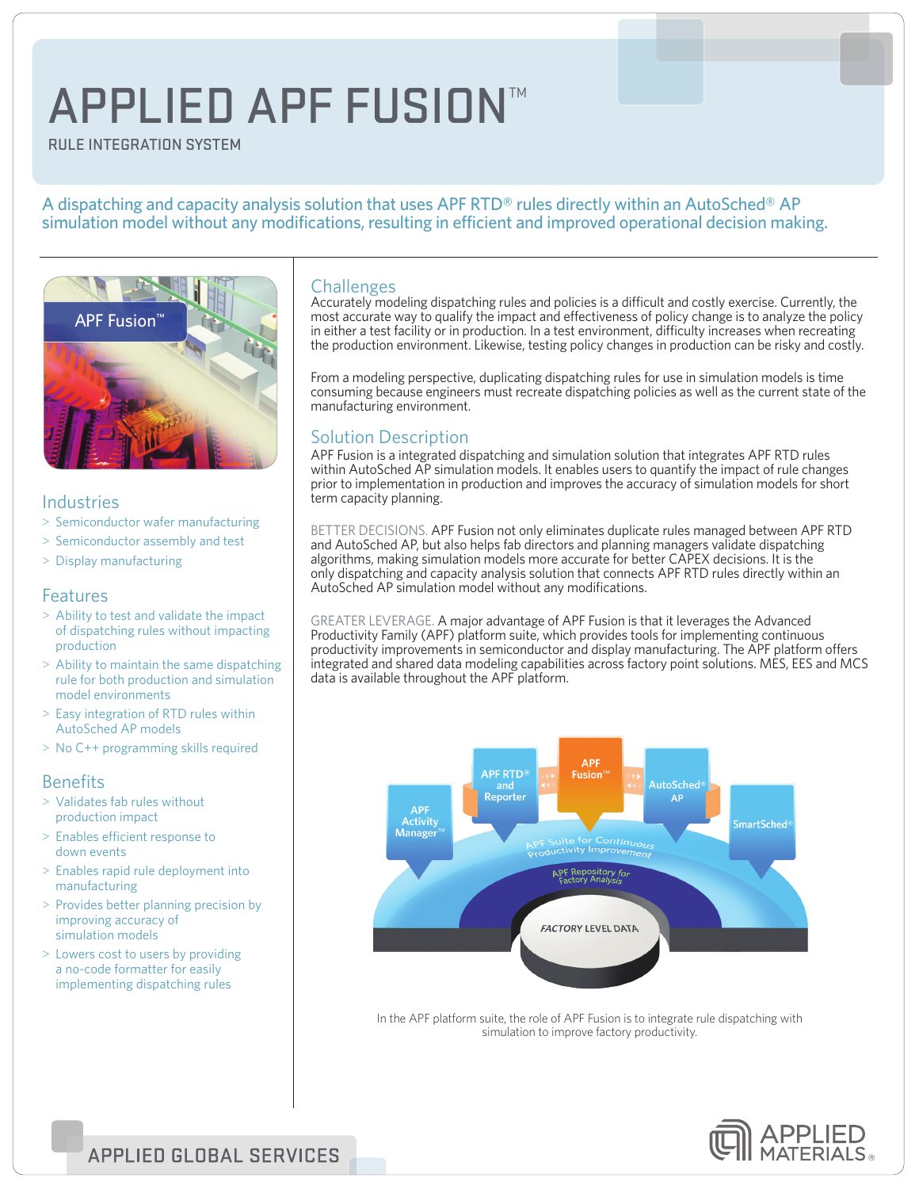# APPLIED APF FUSION™

RULE INTEGRATION SYSTEM

A dispatching and capacity analysis solution that uses APF RTD® rules directly within an AutoSched® AP simulation model without any modifications, resulting in efficient and improved operational decision making.

## Industries

- Semiconductor wafer manufacturing
- Semiconductor assembly and test
- Display manufacturing

## Features

- Ability to test and validate the impact of dispatching rules without impacting production
- Ability to maintain the same dispatching rule for both production and simulation model environments
- Easy integration of RTD rules within AutoSched AP models
- No C++ programming skills required

## Benefits

- Validates fab rules without production impact
- Enables efficient response to down events
- Enables rapid rule deployment into manufacturing
- Provides better planning precision by improving accuracy of simulation models
- Lowers cost to users by providing a no-code formatter for easily implementing dispatching rules

## Challenges

Accurately modeling dispatching rules and policies is a difficult and costly exercise. Currently, the most accurate way to qualify the impact and effectiveness of policy change is to analyze the policy in either a test facility or in production. In a test environment, difficulty increases when recreating the production environment. Likewise, testing policy changes in production can be risky and costly.

From a modeling perspective, duplicating dispatching rules for use in simulation models is time consuming because engineers must recreate dispatching policies as well as the current state of the manufacturing environment.

## Solution Description

APF Fusion is a integrated dispatching and simulation solution that integrates APF RTD rules within AutoSched AP simulation models. It enables users to quantify the impact of rule changes prior to implementation in production and improves the accuracy of simulation models for short term capacity planning.

BETTER DECISIONS. APF Fusion not only eliminates duplicate rules managed between APF RTD and AutoSched AP, but also helps fab directors and planning managers validate dispatching algorithms, making simulation models more accurate for better CAPEX decisions. It is the only dispatching and capacity analysis solution that connects APF RTD rules directly within an AutoSched AP simulation model without any modifications.

GREATER LEVERAGE. A major advantage of APF Fusion is that it leverages the Advanced Productivity Family (APF) platform suite, which provides tools for implementing continuous productivity improvements in semiconductor and display manufacturing. The APF platform offers integrated and shared data modeling capabilities across factory point solutions. MES, EES and MCS data is available throughout the APF platform.

In the APF platform suite, the role of APF Fusion is to integrate rule dispatching with simulation to improve factory productivity.

APPLIED GLOBAL SERVICES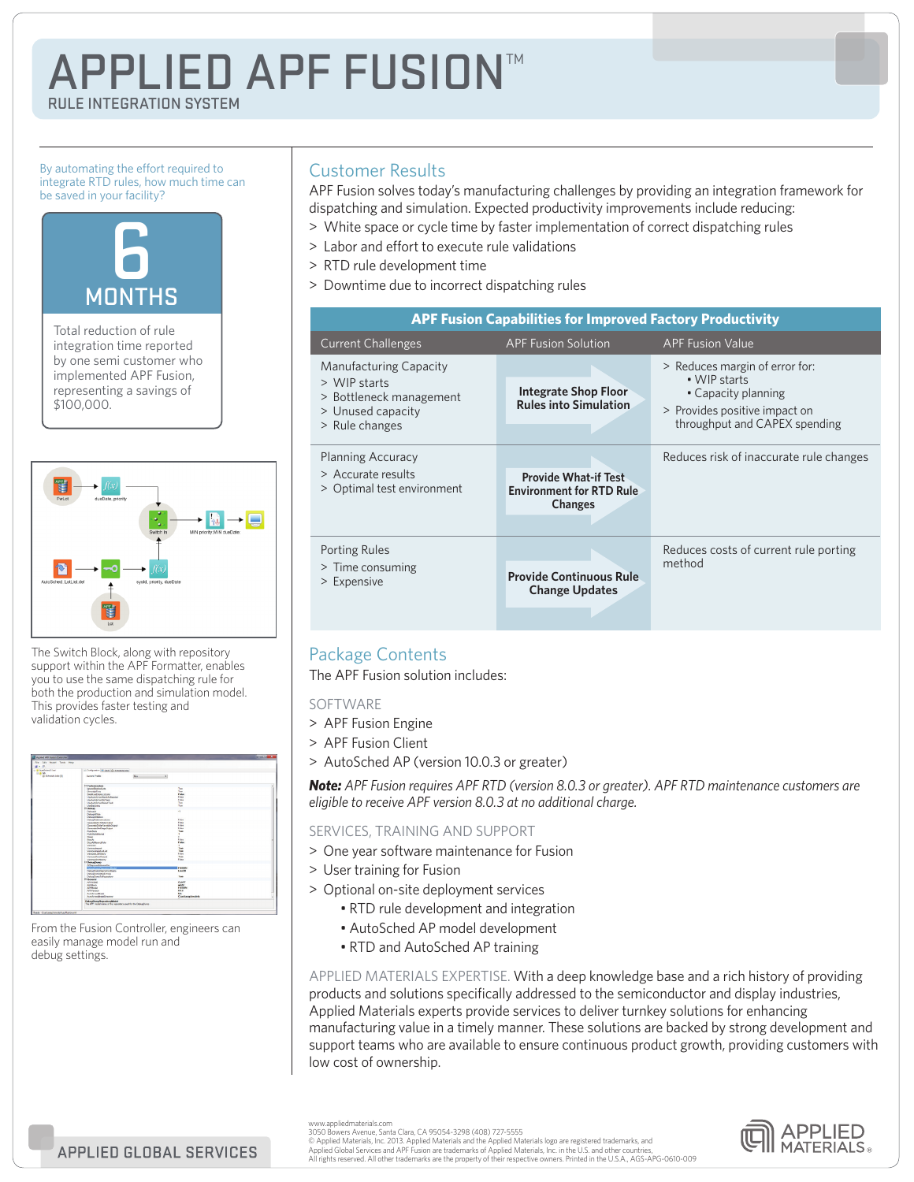# APPLIED APF FUSION™

RULE INTEGRATION SYSTEM

By automating the effort required to integrate RTD rules, how much time can be saved in your facility?

**6 MONTHS**

Total reduction of rule integration time reported by one semi customer who implemented APF Fusion, representing a savings of $100,000.

The Switch Block, along with repository support within the APF Formatter, enables you to use the same dispatching rule for both the production and simulation model. This provides faster testing and validation cycles.

From the Fusion Controller, engineers can easily manage model run and debug settings.

## Customer Results

APF Fusion solves today's manufacturing challenges by providing an integration framework for dispatching and simulation. Expected productivity improvements include reducing:

> White space or cycle time by faster implementation of correct dispatching rules
> Labor and effort to execute rule validations
> RTD rule development time
> Downtime due to incorrect dispatching rules

**APF Fusion Capabilities for Improved Factory Productivity**

| Current Challenges | APF Fusion Solution | APF Fusion Value |
|---|---|---|
| Manufacturing Capacity<br>> WIP starts<br>> Bottleneck management<br>> Unused capacity<br>> Rule changes | **Integrate Shop Floor Rules into Simulation** | > Reduces margin of error for:<br>• WIP starts<br>• Capacity planning<br>> Provides positive impact on throughput and CAPEX spending |
| Planning Accuracy<br>> Accurate results<br>> Optimal test environment | **Provide What-if Test Environment for RTD Rule Changes** | Reduces risk of inaccurate rule changes |
| Porting Rules<br>> Time consuming<br>> Expensive | **Provide Continuous Rule Change Updates** | Reduces costs of current rule porting method |

## Package Contents

The APF Fusion solution includes:

### SOFTWARE

> APF Fusion Engine
> APF Fusion Client
> AutoSched AP (version 10.0.3 or greater)

***Note:*** *APF Fusion requires APF RTD (version 8.0.3 or greater). APF RTD maintenance customers are eligible to receive APF version 8.0.3 at no additional charge.*

### SERVICES, TRAINING AND SUPPORT

> One year software maintenance for Fusion
> User training for Fusion
> Optional on-site deployment services
- RTD rule development and integration
- AutoSched AP model development
- RTD and AutoSched AP training

APPLIED MATERIALS EXPERTISE. With a deep knowledge base and a rich history of providing products and solutions specifically addressed to the semiconductor and display industries, Applied Materials experts provide services to deliver turnkey solutions for enhancing manufacturing value in a timely manner. These solutions are backed by strong development and support teams who are available to ensure continuous product growth, providing customers with low cost of ownership.

APPLIED GLOBAL SERVICES

www.appliedmaterials.com
3050 Bowers Avenue, Santa Clara, CA 95054-3298 (408) 727-5555
© Applied Materials, Inc. 2013. Applied Materials and the Applied Materials logo are registered trademarks, and Applied Global Services and APF Fusion are trademarks of Applied Materials, Inc. in the U.S. and other countries. All rights reserved. All other trademarks are the property of their respective owners. Printed in the U.S.A., AGS-APG-0610-009

APPLIED MATERIALS®